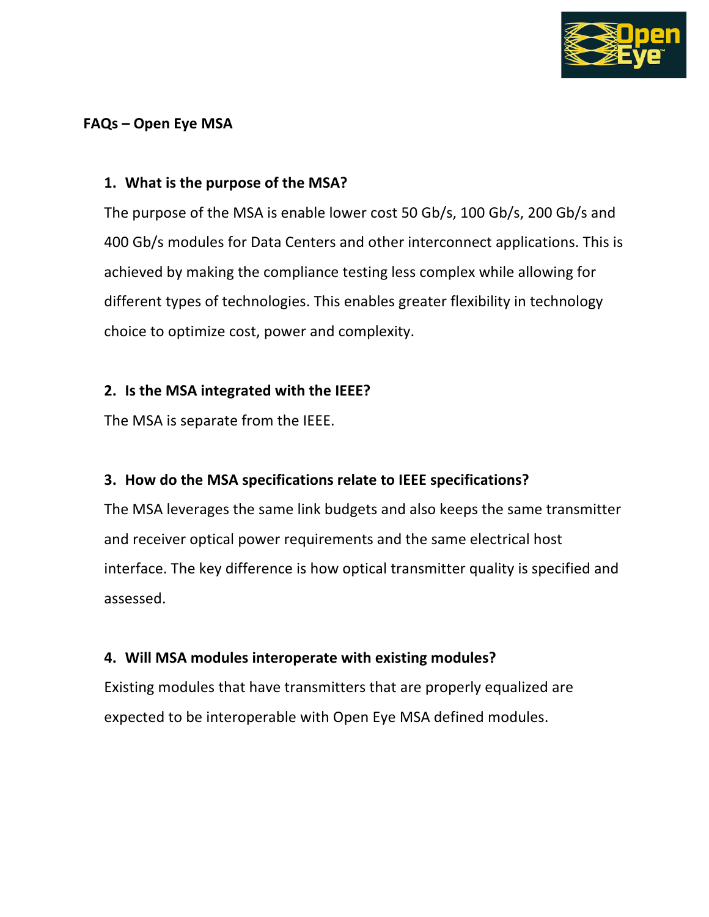## FAQs – Open Eye MSA

### 1. What is the purpose of the MSA?

The purpose of the MSA is enable lower cost 50 Gb/s, 100 Gb/s, 200 Gb/s and 400 Gb/s modules for Data Centers and other interconnect applications. This is achieved by making the compliance testing less complex while allowing for different types of technologies. This enables greater flexibility in technology choice to optimize cost, power and complexity.

### 2. Is the MSA integrated with the IEEE?

The MSA is separate from the IEEE.

### 3. How do the MSA specifications relate to IEEE specifications?

The MSA leverages the same link budgets and also keeps the same transmitter and receiver optical power requirements and the same electrical host interface. The key difference is how optical transmitter quality is specified and assessed.

### 4. Will MSA modules interoperate with existing modules?

Existing modules that have transmitters that are properly equalized are expected to be interoperable with Open Eye MSA defined modules.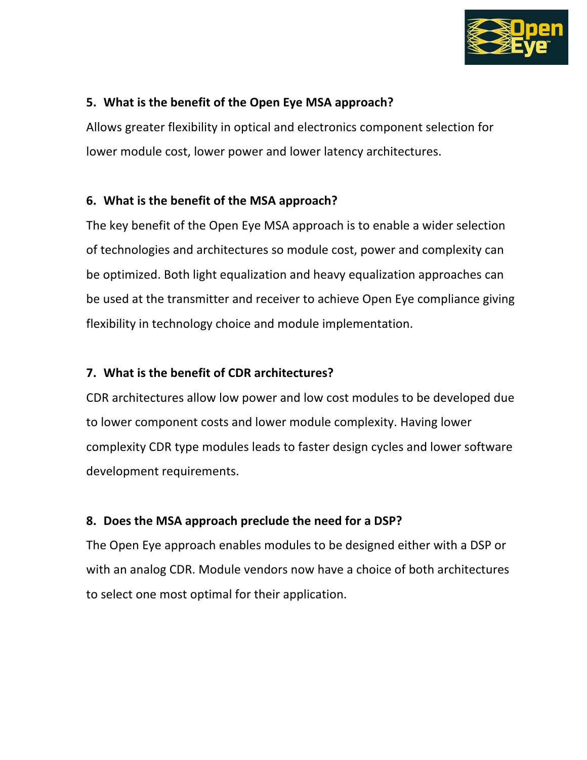### 5. What is the benefit of the Open Eye MSA approach?

Allows greater flexibility in optical and electronics component selection for lower module cost, lower power and lower latency architectures.

### 6. What is the benefit of the MSA approach?

The key benefit of the Open Eye MSA approach is to enable a wider selection of technologies and architectures so module cost, power and complexity can be optimized. Both light equalization and heavy equalization approaches can be used at the transmitter and receiver to achieve Open Eye compliance giving flexibility in technology choice and module implementation.

### 7. What is the benefit of CDR architectures?

CDR architectures allow low power and low cost modules to be developed due to lower component costs and lower module complexity. Having lower complexity CDR type modules leads to faster design cycles and lower software development requirements.

### 8. Does the MSA approach preclude the need for a DSP?

The Open Eye approach enables modules to be designed either with a DSP or with an analog CDR. Module vendors now have a choice of both architectures to select one most optimal for their application.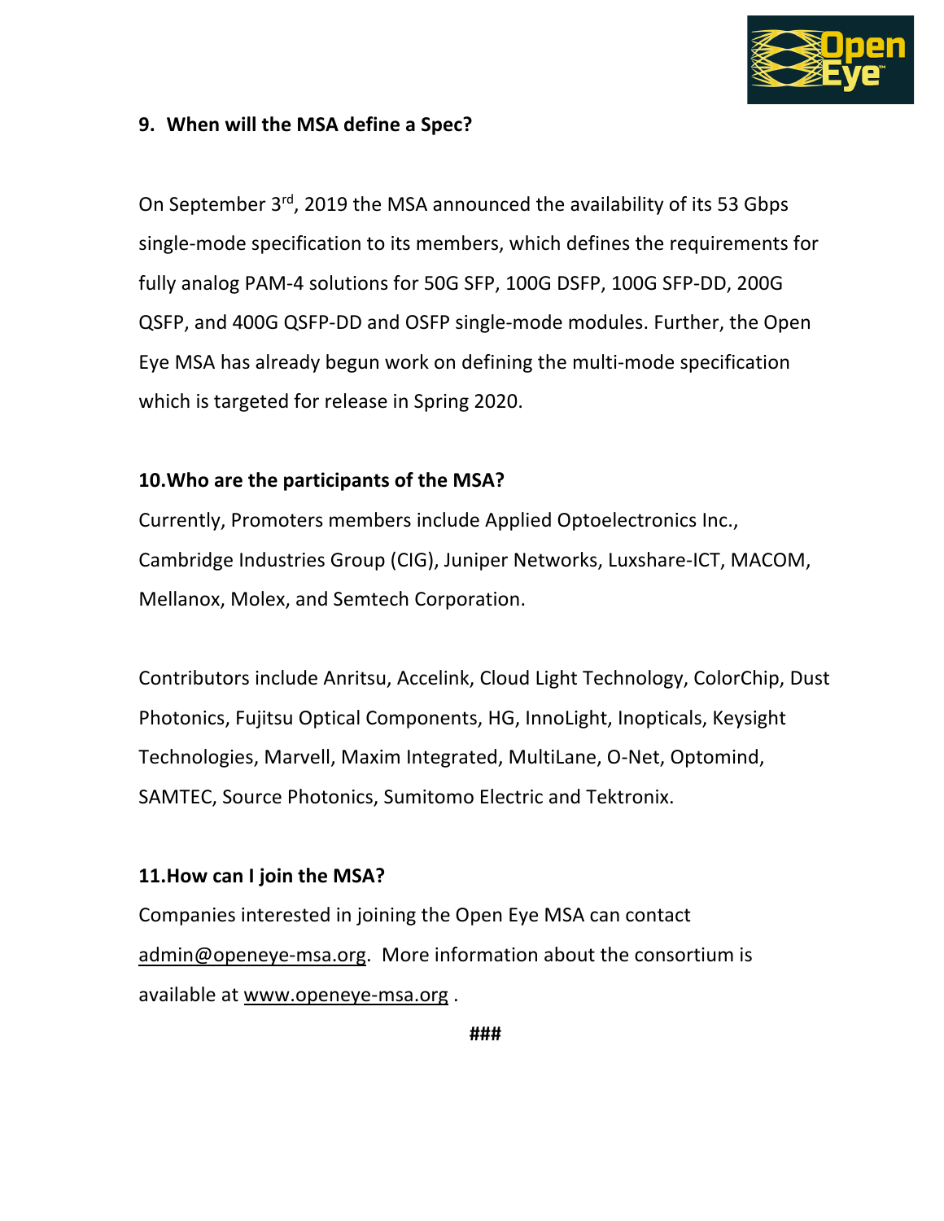**9. When will the MSA define a Spec?**

On September 3rd, 2019 the MSA announced the availability of its 53 Gbps single-mode specification to its members, which defines the requirements for fully analog PAM-4 solutions for 50G SFP, 100G DSFP, 100G SFP-DD, 200G QSFP, and 400G QSFP-DD and OSFP single-mode modules. Further, the Open Eye MSA has already begun work on defining the multi-mode specification which is targeted for release in Spring 2020.

**10. Who are the participants of the MSA?**

Currently, Promoters members include Applied Optoelectronics Inc., Cambridge Industries Group (CIG), Juniper Networks, Luxshare-ICT, MACOM, Mellanox, Molex, and Semtech Corporation.

Contributors include Anritsu, Accelink, Cloud Light Technology, ColorChip, Dust Photonics, Fujitsu Optical Components, HG, InnoLight, Inopticals, Keysight Technologies, Marvell, Maxim Integrated, MultiLane, O-Net, Optomind, SAMTEC, Source Photonics, Sumitomo Electric and Tektronix.

**11. How can I join the MSA?**

Companies interested in joining the Open Eye MSA can contact admin@openeye-msa.org. More information about the consortium is available at www.openeye-msa.org .

###